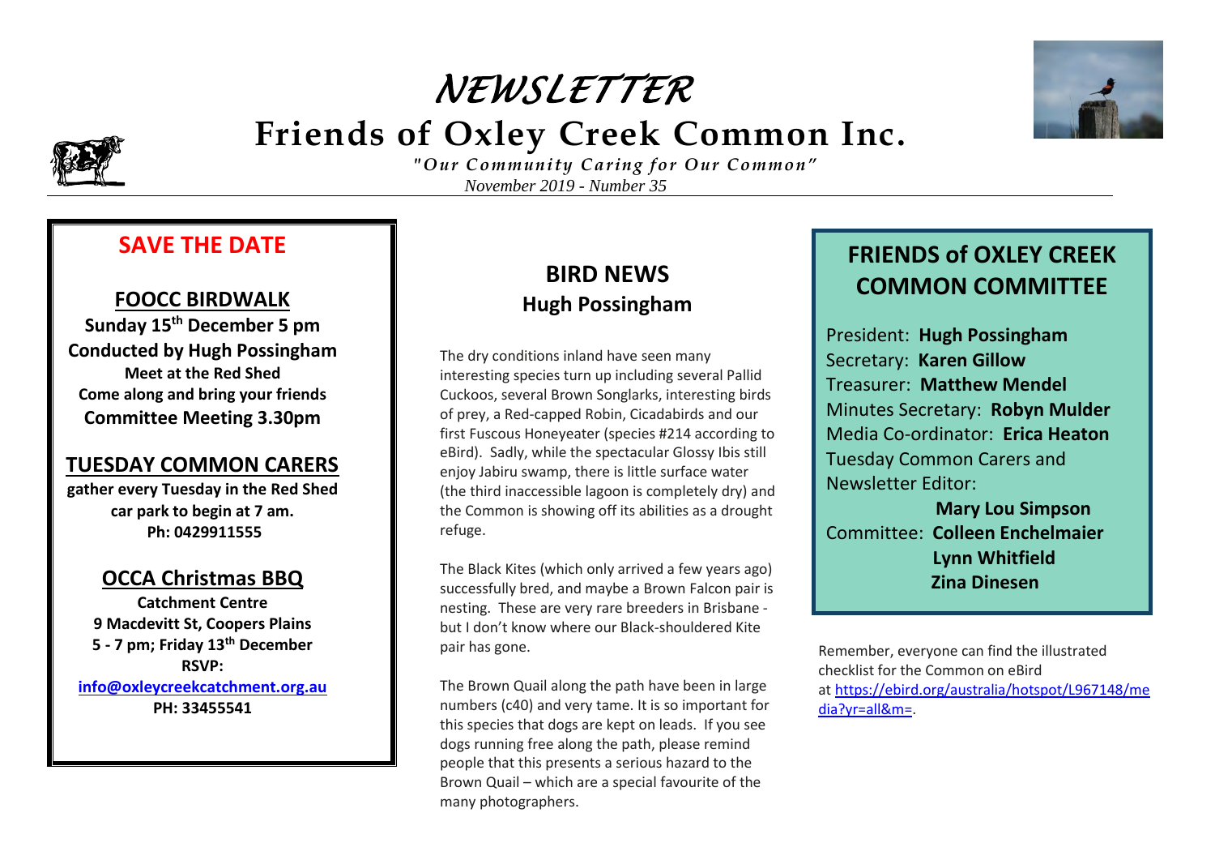# *NEWSLETTER*

# Friends of Oxley Creek Common Inc.

*"Our Community Caring for Our Common"*

*November 2019 - Number 35*

## SAVE THE DATE

### FOOCC BIRDWALK

**Sunday 15th December 5 pm**
**Conducted by Hugh Possingham**
**Meet at the Red Shed**
**Come along and bring your friends**
**Committee Meeting 3.30pm**

### TUESDAY COMMON CARERS

**gather every Tuesday in the Red Shed car park to begin at 7 am.**
**Ph: 0429911555**

### OCCA Christmas BBQ

**Catchment Centre**
**9 Macdevitt St, Coopers Plains**
**5 - 7 pm; Friday 13th December**
**RSVP:**
**info@oxleycreekcatchment.org.au**
**PH: 33455541**

## BIRD NEWS

### Hugh Possingham

The dry conditions inland have seen many interesting species turn up including several Pallid Cuckoos, several Brown Songlarks, interesting birds of prey, a Red-capped Robin, Cicadabirds and our first Fuscous Honeyeater (species #214 according to eBird). Sadly, while the spectacular Glossy Ibis still enjoy Jabiru swamp, there is little surface water (the third inaccessible lagoon is completely dry) and the Common is showing off its abilities as a drought refuge.

The Black Kites (which only arrived a few years ago) successfully bred, and maybe a Brown Falcon pair is nesting. These are very rare breeders in Brisbane - but I don't know where our Black-shouldered Kite pair has gone.

The Brown Quail along the path have been in large numbers (c40) and very tame. It is so important for this species that dogs are kept on leads. If you see dogs running free along the path, please remind people that this presents a serious hazard to the Brown Quail – which are a special favourite of the many photographers.

## FRIENDS of OXLEY CREEK COMMON COMMITTEE

President: **Hugh Possingham**
Secretary: **Karen Gillow**
Treasurer: **Matthew Mendel**
Minutes Secretary: **Robyn Mulder**
Media Co-ordinator: **Erica Heaton**
Tuesday Common Carers and Newsletter Editor: **Mary Lou Simpson**
Committee: **Colleen Enchelmaier**
**Lynn Whitfield**
**Zina Dinesen**

Remember, everyone can find the illustrated checklist for the Common on eBird at https://ebird.org/australia/hotspot/L967148/media?yr=all&m=.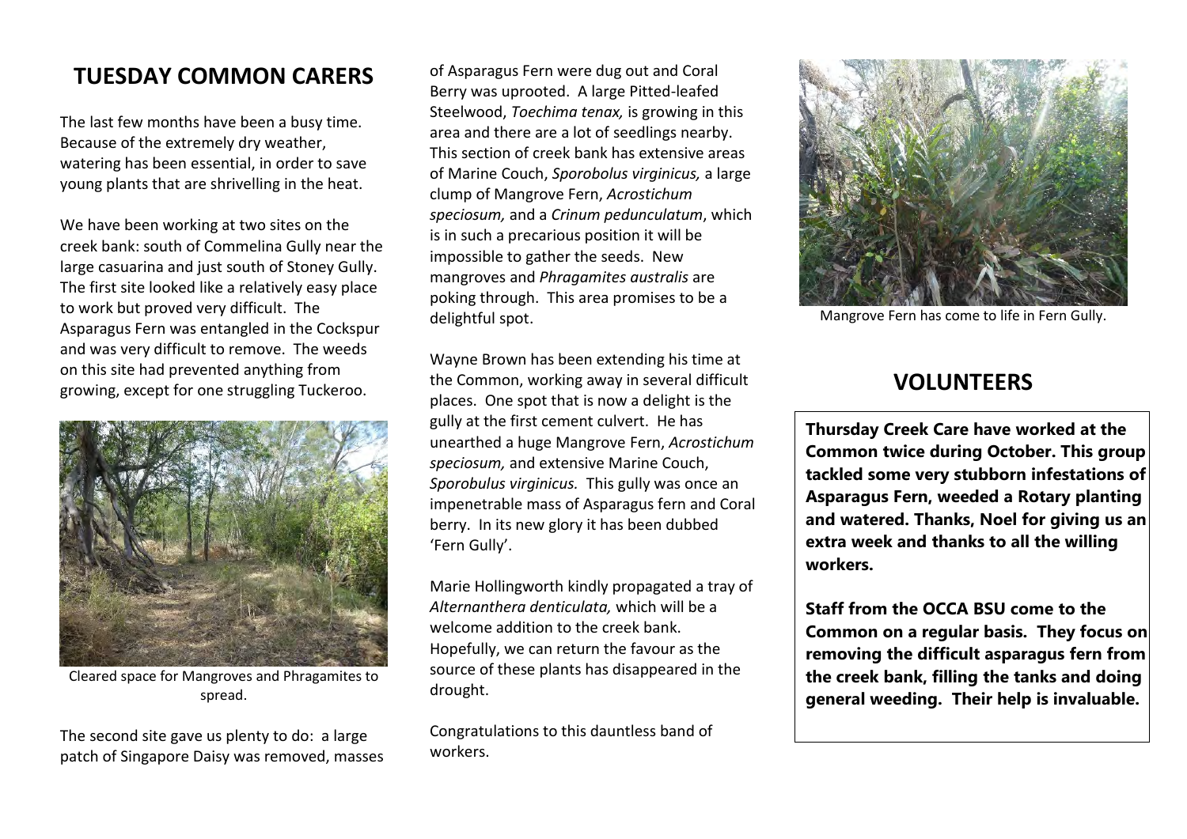## TUESDAY COMMON CARERS

The last few months have been a busy time. Because of the extremely dry weather, watering has been essential, in order to save young plants that are shrivelling in the heat.

We have been working at two sites on the creek bank: south of Commelina Gully near the large casuarina and just south of Stoney Gully. The first site looked like a relatively easy place to work but proved very difficult. The Asparagus Fern was entangled in the Cockspur and was very difficult to remove. The weeds on this site had prevented anything from growing, except for one struggling Tuckeroo.

Cleared space for Mangroves and Phragamites to spread.

The second site gave us plenty to do: a large patch of Singapore Daisy was removed, masses of Asparagus Fern were dug out and Coral Berry was uprooted. A large Pitted-leafed Steelwood, *Toechima tenax,* is growing in this area and there are a lot of seedlings nearby. This section of creek bank has extensive areas of Marine Couch, *Sporobolus virginicus,* a large clump of Mangrove Fern, *Acrostichum speciosum,* and a *Crinum pedunculatum*, which is in such a precarious position it will be impossible to gather the seeds. New mangroves and *Phragamites australis* are poking through. This area promises to be a delightful spot.

Wayne Brown has been extending his time at the Common, working away in several difficult places. One spot that is now a delight is the gully at the first cement culvert. He has unearthed a huge Mangrove Fern, *Acrostichum speciosum,* and extensive Marine Couch, *Sporobolus virginicus.* This gully was once an impenetrable mass of Asparagus fern and Coral berry. In its new glory it has been dubbed 'Fern Gully'.

Marie Hollingworth kindly propagated a tray of *Alternanthera denticulata,* which will be a welcome addition to the creek bank. Hopefully, we can return the favour as the source of these plants has disappeared in the drought.

Congratulations to this dauntless band of workers.

Mangrove Fern has come to life in Fern Gully.

## VOLUNTEERS

**Thursday Creek Care have worked at the Common twice during October. This group tackled some very stubborn infestations of Asparagus Fern, weeded a Rotary planting and watered. Thanks, Noel for giving us an extra week and thanks to all the willing workers.**

**Staff from the OCCA BSU come to the Common on a regular basis. They focus on removing the difficult asparagus fern from the creek bank, filling the tanks and doing general weeding. Their help is invaluable.**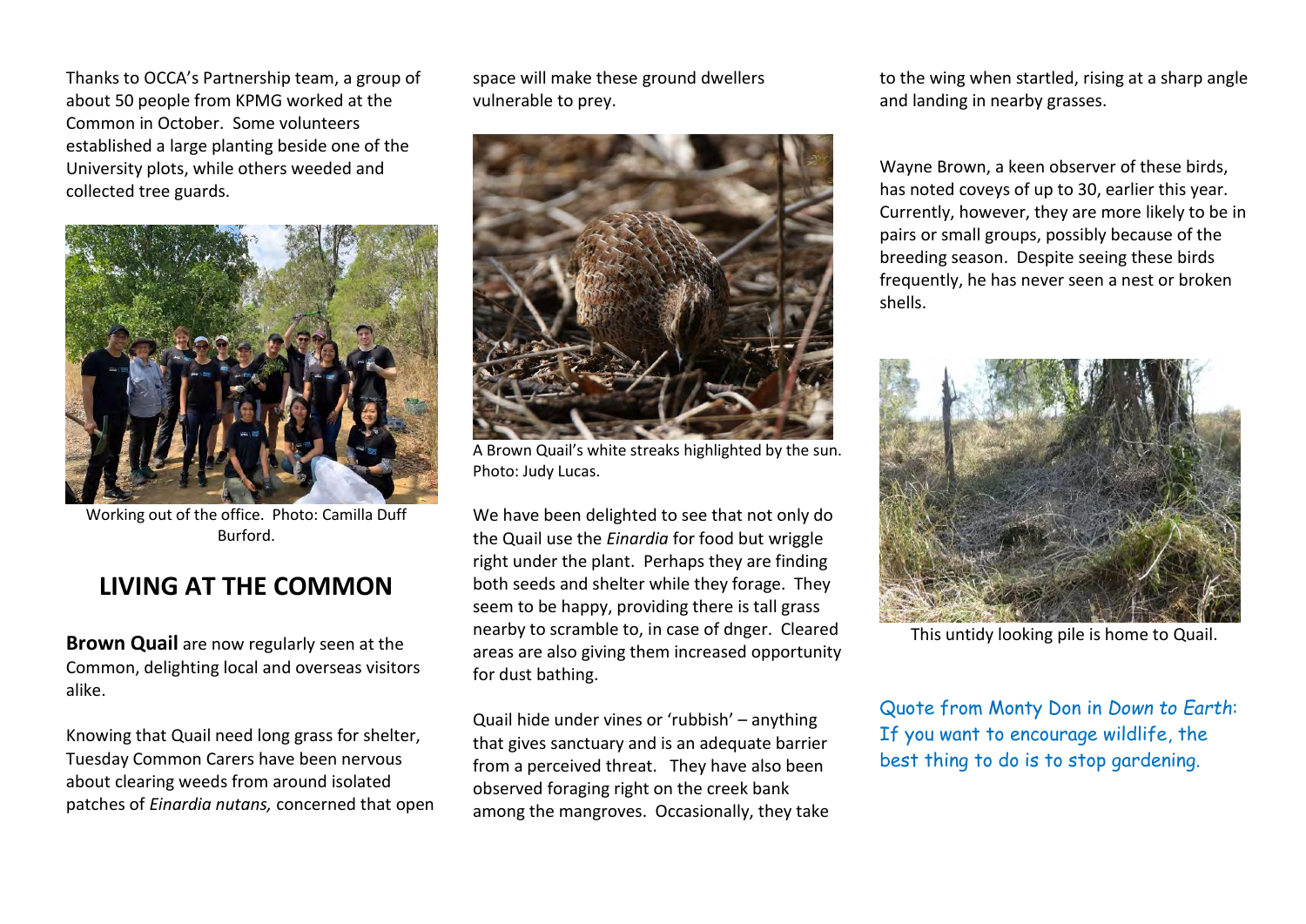Thanks to OCCA's Partnership team, a group of about 50 people from KPMG worked at the Common in October. Some volunteers established a large planting beside one of the University plots, while others weeded and collected tree guards.

Working out of the office. Photo: Camilla Duff Burford.

## LIVING AT THE COMMON

**Brown Quail** are now regularly seen at the Common, delighting local and overseas visitors alike.

Knowing that Quail need long grass for shelter, Tuesday Common Carers have been nervous about clearing weeds from around isolated patches of *Einardia nutans,* concerned that open space will make these ground dwellers vulnerable to prey.

A Brown Quail's white streaks highlighted by the sun. Photo: Judy Lucas.

We have been delighted to see that not only do the Quail use the *Einardia* for food but wriggle right under the plant. Perhaps they are finding both seeds and shelter while they forage. They seem to be happy, providing there is tall grass nearby to scramble to, in case of dnger. Cleared areas are also giving them increased opportunity for dust bathing.

Quail hide under vines or 'rubbish' – anything that gives sanctuary and is an adequate barrier from a perceived threat. They have also been observed foraging right on the creek bank among the mangroves. Occasionally, they take to the wing when startled, rising at a sharp angle and landing in nearby grasses.

Wayne Brown, a keen observer of these birds, has noted coveys of up to 30, earlier this year. Currently, however, they are more likely to be in pairs or small groups, possibly because of the breeding season. Despite seeing these birds frequently, he has never seen a nest or broken shells.

This untidy looking pile is home to Quail.

Quote from Monty Don in *Down to Earth*: If you want to encourage wildlife, the best thing to do is to stop gardening.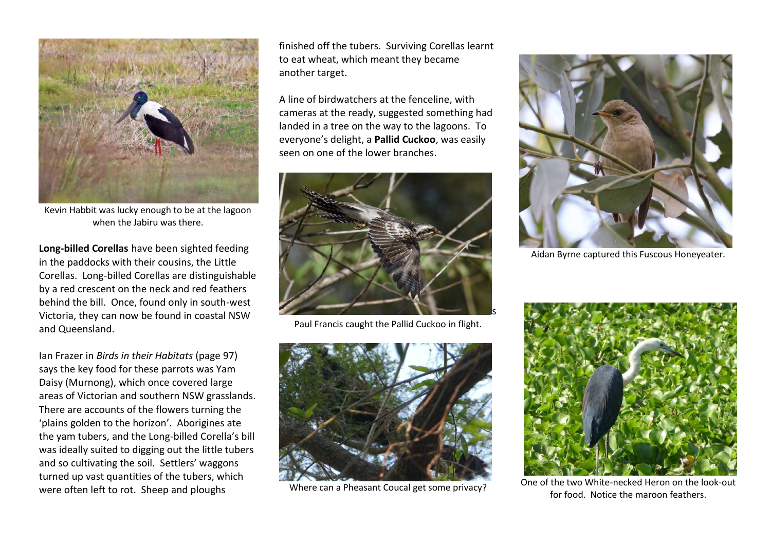Kevin Habbit was lucky enough to be at the lagoon when the Jabiru was there.

**Long-billed Corellas** have been sighted feeding in the paddocks with their cousins, the Little Corellas. Long-billed Corellas are distinguishable by a red crescent on the neck and red feathers behind the bill. Once, found only in south-west Victoria, they can now be found in coastal NSW and Queensland.

Ian Frazer in *Birds in their Habitats* (page 97) says the key food for these parrots was Yam Daisy (Murnong), which once covered large areas of Victorian and southern NSW grasslands. There are accounts of the flowers turning the 'plains golden to the horizon'. Aborigines ate the yam tubers, and the Long-billed Corella's bill was ideally suited to digging out the little tubers and so cultivating the soil. Settlers' waggons turned up vast quantities of the tubers, which were often left to rot. Sheep and ploughs finished off the tubers. Surviving Corellas learnt to eat wheat, which meant they became another target.

A line of birdwatchers at the fenceline, with cameras at the ready, suggested something had landed in a tree on the way to the lagoons. To everyone's delight, a **Pallid Cuckoo**, was easily seen on one of the lower branches.

Paul Francis caught the Pallid Cuckoo in flight.

Where can a Pheasant Coucal get some privacy?

Aidan Byrne captured this Fuscous Honeyeater.

One of the two White-necked Heron on the look-out for food. Notice the maroon feathers.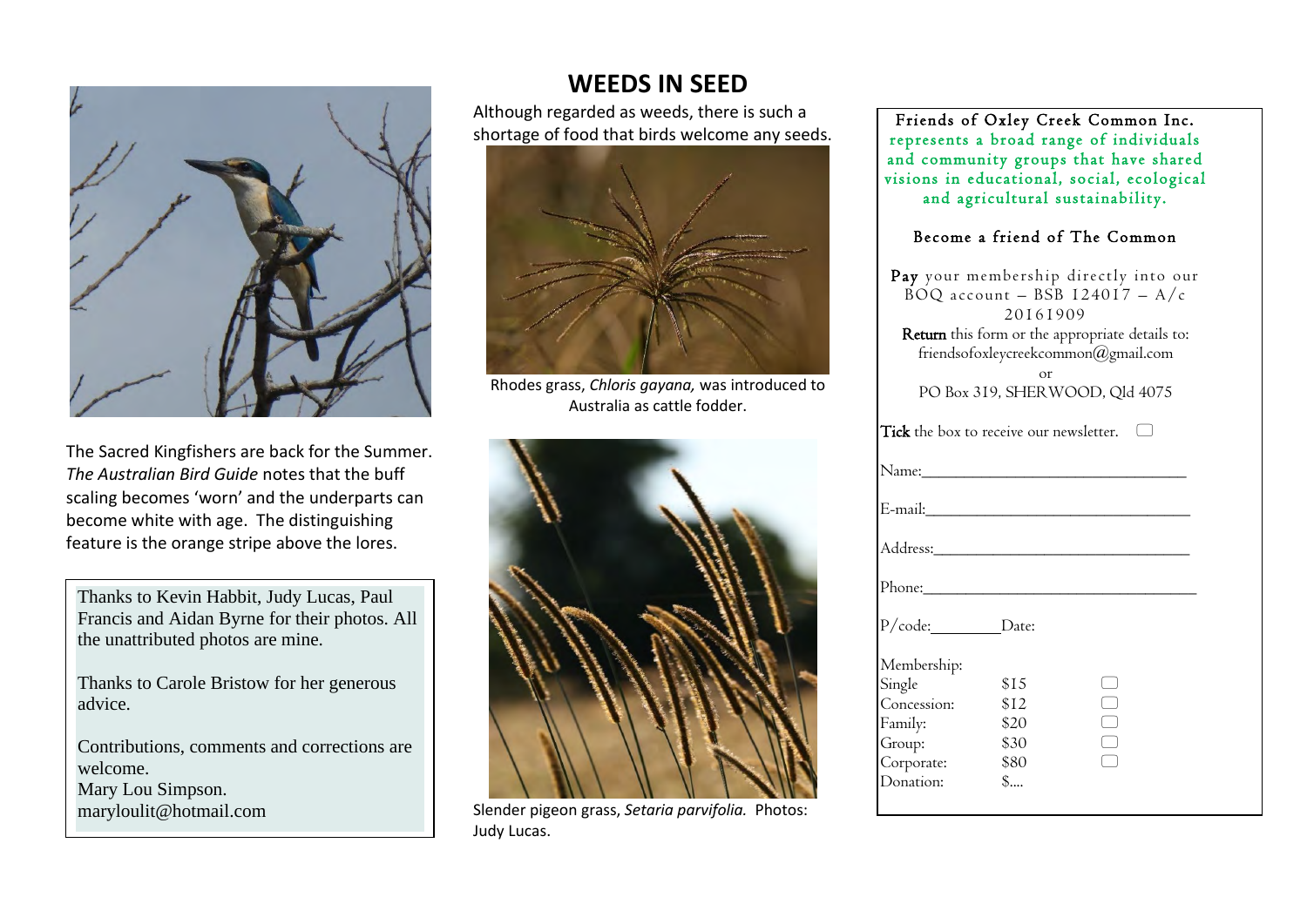The Sacred Kingfishers are back for the Summer. *The Australian Bird Guide* notes that the buff scaling becomes 'worn' and the underparts can become white with age. The distinguishing feature is the orange stripe above the lores.

Thanks to Kevin Habbit, Judy Lucas, Paul Francis and Aidan Byrne for their photos. All the unattributed photos are mine.

Thanks to Carole Bristow for her generous advice.

Contributions, comments and corrections are welcome.
Mary Lou Simpson.
maryloulit@hotmail.com

# WEEDS IN SEED

Although regarded as weeds, there is such a shortage of food that birds welcome any seeds.

Rhodes grass, *Chloris gayana,* was introduced to Australia as cattle fodder.

Slender pigeon grass, *Setaria parvifolia.* Photos: Judy Lucas.

**Friends of Oxley Creek Common Inc.**
represents a broad range of individuals and community groups that have shared visions in educational, social, ecological and agricultural sustainability.

**Become a friend of The Common**

**Pay** your membership directly into our BOQ account – BSB 124017 – A/c 20161909

**Return** this form or the appropriate details to:
friendsofoxleycreekcommon@gmail.com
or
PO Box 319, SHERWOOD, Qld 4075

**Tick** the box to receive our newsletter. ☐

Name:_______________________________

E-mail:_______________________________

Address:_____________________________

Phone:_______________________________

P/code:________ Date:

Membership:

| | | |
|---|---|---|
| Single | $15 | ☐ |
| Concession: | $12 | ☐ |
| Family: | $20 | ☐ |
| Group: | $30 | ☐ |
| Corporate: | $80 | ☐ |
| Donation: | $.... | |